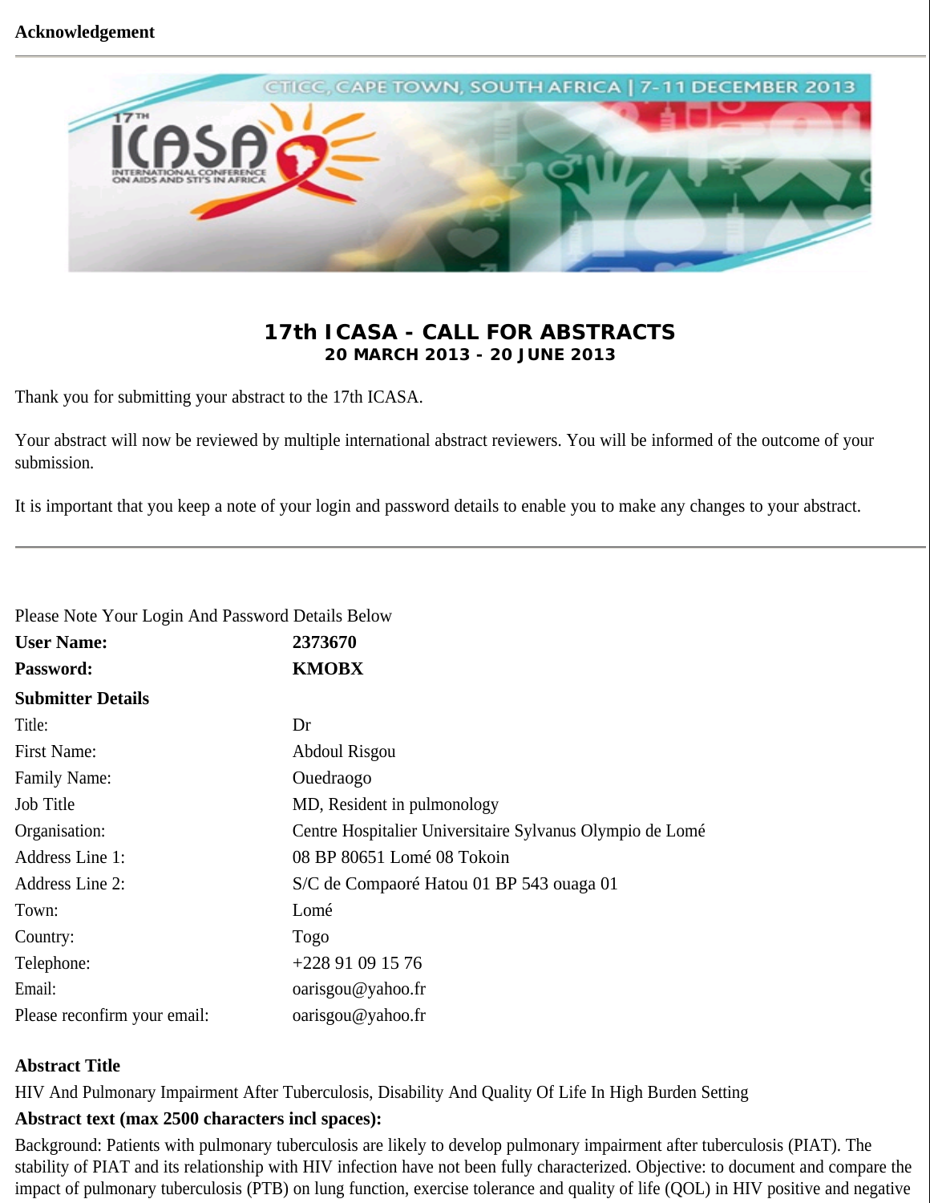**Acknowledgement**

---

CTICC, CAPE TOWN, SOUTH AFRICA | 7-11 DECEMBER 2013

17TH ICASA INTERNATIONAL CONFERENCE ON AIDS AND STI'S IN AFRICA

## 17th ICASA - CALL FOR ABSTRACTS
**20 MARCH 2013 - 20 JUNE 2013**

Thank you for submitting your abstract to the 17th ICASA.

Your abstract will now be reviewed by multiple international abstract reviewers. You will be informed of the outcome of your submission.

It is important that you keep a note of your login and password details to enable you to make any changes to your abstract.

---

Please Note Your Login And Password Details Below

| | |
|---|---|
| **User Name:** | **2373670** |
| **Password:** | **KMOBX** |
| **Submitter Details** | |
| Title: | Dr |
| First Name: | Abdoul Risgou |
| Family Name: | Ouedraogo |
| Job Title | MD, Resident in pulmonology |
| Organisation: | Centre Hospitalier Universitaire Sylvanus Olympio de Lomé |
| Address Line 1: | 08 BP 80651 Lomé 08 Tokoin |
| Address Line 2: | S/C de Compaoré Hatou 01 BP 543 ouaga 01 |
| Town: | Lomé |
| Country: | Togo |
| Telephone: | +228 91 09 15 76 |
| Email: | oarisgou@yahoo.fr |
| Please reconfirm your email: | oarisgou@yahoo.fr |

**Abstract Title**

HIV And Pulmonary Impairment After Tuberculosis, Disability And Quality Of Life In High Burden Setting

**Abstract text (max 2500 characters incl spaces):**

Background: Patients with pulmonary tuberculosis are likely to develop pulmonary impairment after tuberculosis (PIAT). The stability of PIAT and its relationship with HIV infection have not been fully characterized. Objective: to document and compare the impact of pulmonary tuberculosis (PTB) on lung function, exercise tolerance and quality of life (QOL) in HIV positive and negative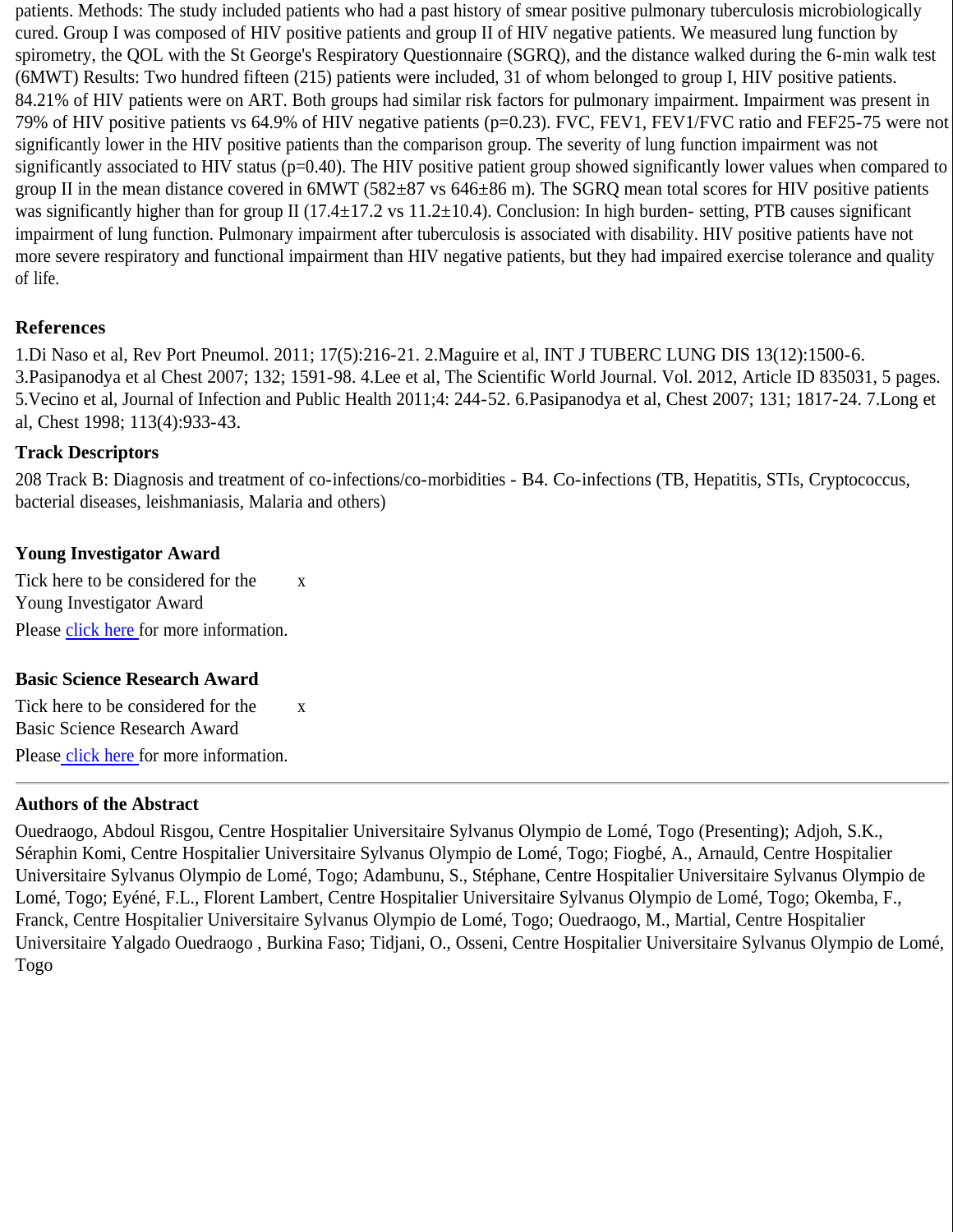patients. Methods: The study included patients who had a past history of smear positive pulmonary tuberculosis microbiologically cured. Group I was composed of HIV positive patients and group II of HIV negative patients. We measured lung function by spirometry, the QOL with the St George's Respiratory Questionnaire (SGRQ), and the distance walked during the 6-min walk test (6MWT) Results: Two hundred fifteen (215) patients were included, 31 of whom belonged to group I, HIV positive patients. 84.21% of HIV patients were on ART. Both groups had similar risk factors for pulmonary impairment. Impairment was present in 79% of HIV positive patients vs 64.9% of HIV negative patients ($p=0.23$). FVC, FEV1, FEV1/FVC ratio and FEF25-75 were not significantly lower in the HIV positive patients than the comparison group. The severity of lung function impairment was not significantly associated to HIV status ($p=0.40$). The HIV positive patient group showed significantly lower values when compared to group II in the mean distance covered in 6MWT (582±87 vs 646±86 m). The SGRQ mean total scores for HIV positive patients was significantly higher than for group II (17.4±17.2 vs 11.2±10.4). Conclusion: In high burden- setting, PTB causes significant impairment of lung function. Pulmonary impairment after tuberculosis is associated with disability. HIV positive patients have not more severe respiratory and functional impairment than HIV negative patients, but they had impaired exercise tolerance and quality of life.

## References

1.Di Naso et al, Rev Port Pneumol. 2011; 17(5):216-21. 2.Maguire et al, INT J TUBERC LUNG DIS 13(12):1500-6. 3.Pasipanodya et al Chest 2007; 132; 1591-98. 4.Lee et al, The Scientific World Journal. Vol. 2012, Article ID 835031, 5 pages. 5.Vecino et al, Journal of Infection and Public Health 2011;4: 244-52. 6.Pasipanodya et al, Chest 2007; 131; 1817-24. 7.Long et al, Chest 1998; 113(4):933-43.

## Track Descriptors

208 Track B: Diagnosis and treatment of co-infections/co-morbidities - B4. Co-infections (TB, Hepatitis, STIs, Cryptococcus, bacterial diseases, leishmaniasis, Malaria and others)

## Young Investigator Award

Tick here to be considered for the Young Investigator Award x

Please click here for more information.

## Basic Science Research Award

Tick here to be considered for the Basic Science Research Award x

Please click here for more information.

---

## Authors of the Abstract

Ouedraogo, Abdoul Risgou, Centre Hospitalier Universitaire Sylvanus Olympio de Lomé, Togo (Presenting); Adjoh, S.K., Séraphin Komi, Centre Hospitalier Universitaire Sylvanus Olympio de Lomé, Togo; Fiogbé, A., Arnauld, Centre Hospitalier Universitaire Sylvanus Olympio de Lomé, Togo; Adambunu, S., Stéphane, Centre Hospitalier Universitaire Sylvanus Olympio de Lomé, Togo; Eyéné, F.L., Florent Lambert, Centre Hospitalier Universitaire Sylvanus Olympio de Lomé, Togo; Okemba, F., Franck, Centre Hospitalier Universitaire Sylvanus Olympio de Lomé, Togo; Ouedraogo, M., Martial, Centre Hospitalier Universitaire Yalgado Ouedraogo , Burkina Faso; Tidjani, O., Osseni, Centre Hospitalier Universitaire Sylvanus Olympio de Lomé, Togo